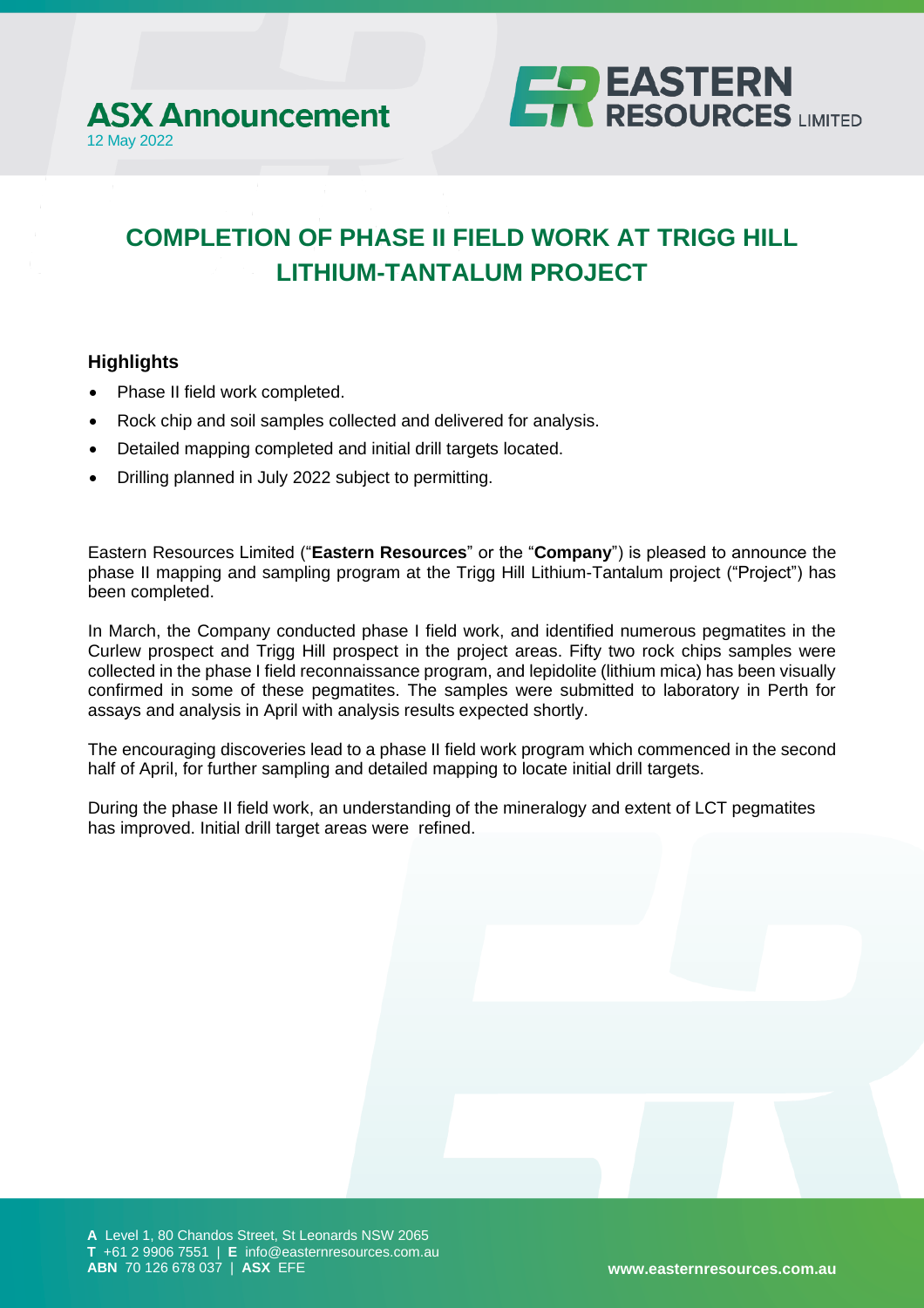**ASX Announcement**
12 May 2022

# COMPLETION OF PHASE II FIELD WORK AT TRIGG HILL LITHIUM-TANTALUM PROJECT

## Highlights

- Phase II field work completed.
- Rock chip and soil samples collected and delivered for analysis.
- Detailed mapping completed and initial drill targets located.
- Drilling planned in July 2022 subject to permitting.

Eastern Resources Limited ("**Eastern Resources**" or the "**Company**") is pleased to announce the phase II mapping and sampling program at the Trigg Hill Lithium-Tantalum project ("Project") has been completed.

In March, the Company conducted phase I field work, and identified numerous pegmatites in the Curlew prospect and Trigg Hill prospect in the project areas. Fifty two rock chips samples were collected in the phase I field reconnaissance program, and lepidolite (lithium mica) has been visually confirmed in some of these pegmatites. The samples were submitted to laboratory in Perth for assays and analysis in April with analysis results expected shortly.

The encouraging discoveries lead to a phase II field work program which commenced in the second half of April, for further sampling and detailed mapping to locate initial drill targets.

During the phase II field work, an understanding of the mineralogy and extent of LCT pegmatites has improved. Initial drill target areas were refined.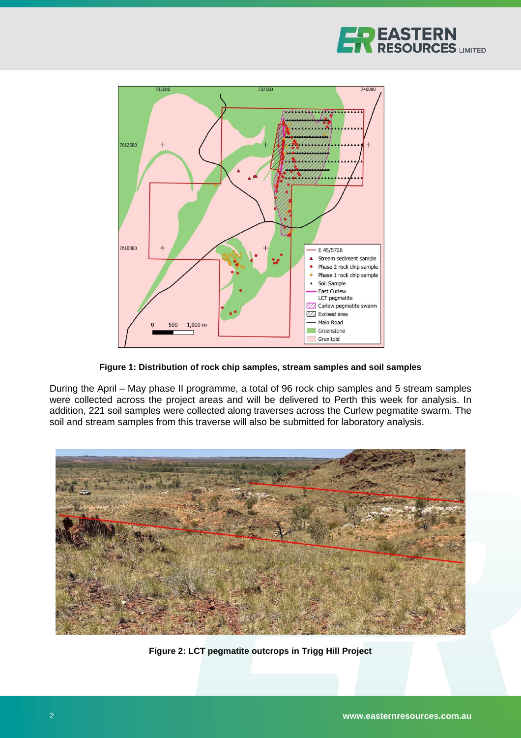Figure 1: Distribution of rock chip samples, stream samples and soil samples

During the April – May phase II programme, a total of 96 rock chip samples and 5 stream samples were collected across the project areas and will be delivered to Perth this week for analysis. In addition, 221 soil samples were collected along traverses across the Curlew pegmatite swarm. The soil and stream samples from this traverse will also be submitted for laboratory analysis.

Figure 2: LCT pegmatite outcrops in Trigg Hill Project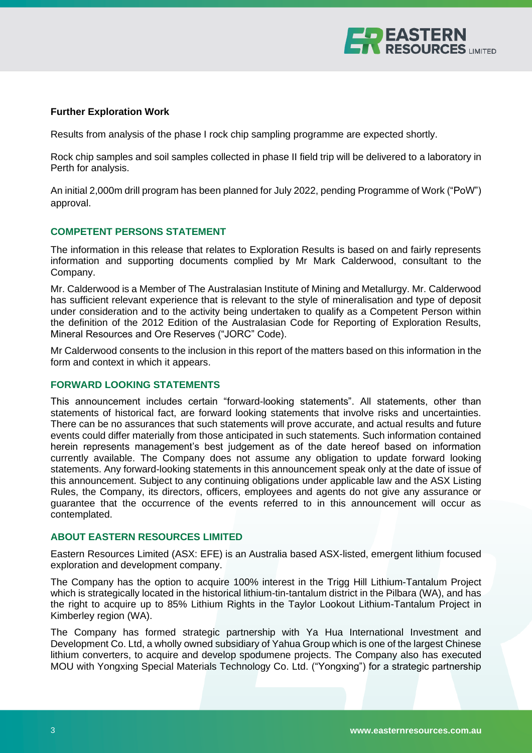**Further Exploration Work**

Results from analysis of the phase I rock chip sampling programme are expected shortly.

Rock chip samples and soil samples collected in phase II field trip will be delivered to a laboratory in Perth for analysis.

An initial 2,000m drill program has been planned for July 2022, pending Programme of Work ("PoW") approval.

## COMPETENT PERSONS STATEMENT

The information in this release that relates to Exploration Results is based on and fairly represents information and supporting documents complied by Mr Mark Calderwood, consultant to the Company.

Mr. Calderwood is a Member of The Australasian Institute of Mining and Metallurgy. Mr. Calderwood has sufficient relevant experience that is relevant to the style of mineralisation and type of deposit under consideration and to the activity being undertaken to qualify as a Competent Person within the definition of the 2012 Edition of the Australasian Code for Reporting of Exploration Results, Mineral Resources and Ore Reserves ("JORC" Code).

Mr Calderwood consents to the inclusion in this report of the matters based on this information in the form and context in which it appears.

## FORWARD LOOKING STATEMENTS

This announcement includes certain "forward-looking statements". All statements, other than statements of historical fact, are forward looking statements that involve risks and uncertainties. There can be no assurances that such statements will prove accurate, and actual results and future events could differ materially from those anticipated in such statements. Such information contained herein represents management's best judgement as of the date hereof based on information currently available. The Company does not assume any obligation to update forward looking statements. Any forward-looking statements in this announcement speak only at the date of issue of this announcement. Subject to any continuing obligations under applicable law and the ASX Listing Rules, the Company, its directors, officers, employees and agents do not give any assurance or guarantee that the occurrence of the events referred to in this announcement will occur as contemplated.

## ABOUT EASTERN RESOURCES LIMITED

Eastern Resources Limited (ASX: EFE) is an Australia based ASX-listed, emergent lithium focused exploration and development company.

The Company has the option to acquire 100% interest in the Trigg Hill Lithium-Tantalum Project which is strategically located in the historical lithium-tin-tantalum district in the Pilbara (WA), and has the right to acquire up to 85% Lithium Rights in the Taylor Lookout Lithium-Tantalum Project in Kimberley region (WA).

The Company has formed strategic partnership with Ya Hua International Investment and Development Co. Ltd, a wholly owned subsidiary of Yahua Group which is one of the largest Chinese lithium converters, to acquire and develop spodumene projects. The Company also has executed MOU with Yongxing Special Materials Technology Co. Ltd. ("Yongxing") for a strategic partnership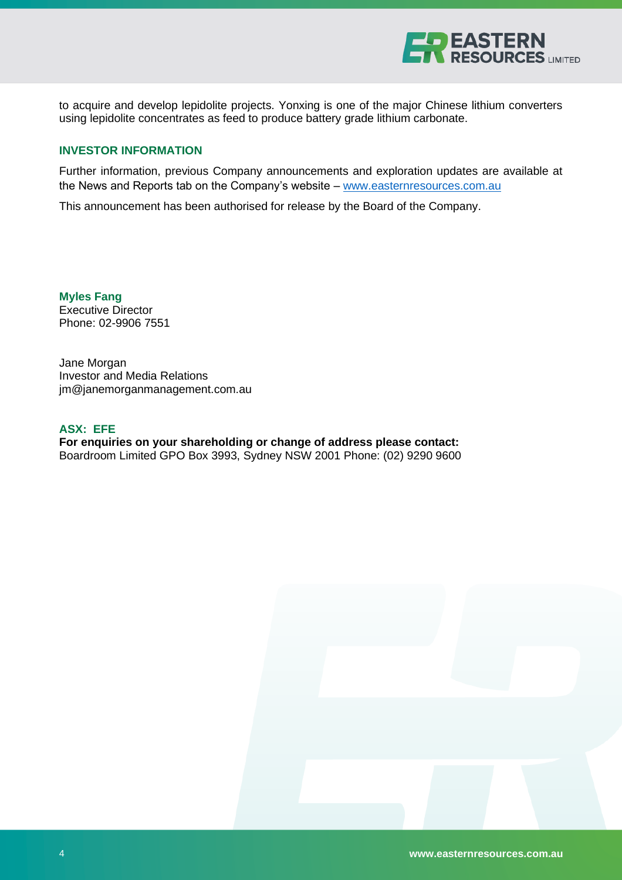to acquire and develop lepidolite projects. Yonxing is one of the major Chinese lithium converters using lepidolite concentrates as feed to produce battery grade lithium carbonate.

## INVESTOR INFORMATION

Further information, previous Company announcements and exploration updates are available at the News and Reports tab on the Company's website – www.easternresources.com.au

This announcement has been authorised for release by the Board of the Company.

**Myles Fang**
Executive Director
Phone: 02-9906 7551

Jane Morgan
Investor and Media Relations
jm@janemorganmanagement.com.au

**ASX: EFE**
**For enquiries on your shareholding or change of address please contact:**
Boardroom Limited GPO Box 3993, Sydney NSW 2001 Phone: (02) 9290 9600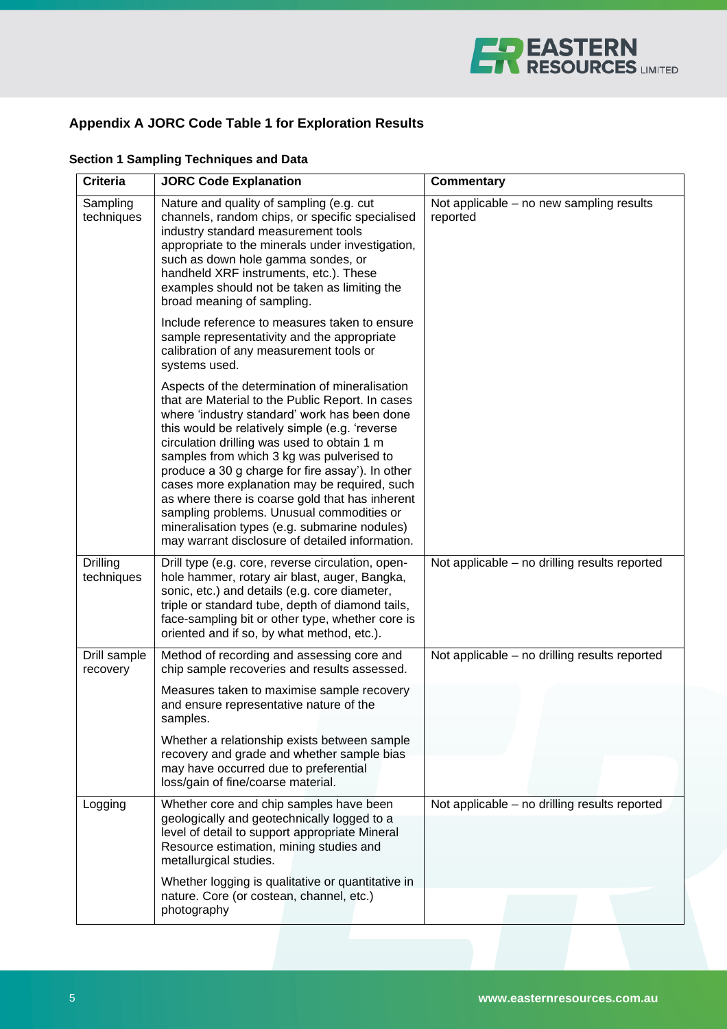## Appendix A JORC Code Table 1 for Exploration Results

### Section 1 Sampling Techniques and Data

| Criteria | JORC Code Explanation | Commentary |
|---|---|---|
| Sampling techniques | Nature and quality of sampling (e.g. cut channels, random chips, or specific specialised industry standard measurement tools appropriate to the minerals under investigation, such as down hole gamma sondes, or handheld XRF instruments, etc.). These examples should not be taken as limiting the broad meaning of sampling.<br><br>Include reference to measures taken to ensure sample representativity and the appropriate calibration of any measurement tools or systems used.<br><br>Aspects of the determination of mineralisation that are Material to the Public Report. In cases where 'industry standard' work has been done this would be relatively simple (e.g. 'reverse circulation drilling was used to obtain 1 m samples from which 3 kg was pulverised to produce a 30 g charge for fire assay'). In other cases more explanation may be required, such as where there is coarse gold that has inherent sampling problems. Unusual commodities or mineralisation types (e.g. submarine nodules) may warrant disclosure of detailed information. | Not applicable – no new sampling results reported |
| Drilling techniques | Drill type (e.g. core, reverse circulation, open-hole hammer, rotary air blast, auger, Bangka, sonic, etc.) and details (e.g. core diameter, triple or standard tube, depth of diamond tails, face-sampling bit or other type, whether core is oriented and if so, by what method, etc.). | Not applicable – no drilling results reported |
| Drill sample recovery | Method of recording and assessing core and chip sample recoveries and results assessed.<br><br>Measures taken to maximise sample recovery and ensure representative nature of the samples.<br><br>Whether a relationship exists between sample recovery and grade and whether sample bias may have occurred due to preferential loss/gain of fine/coarse material. | Not applicable – no drilling results reported |
| Logging | Whether core and chip samples have been geologically and geotechnically logged to a level of detail to support appropriate Mineral Resource estimation, mining studies and metallurgical studies.<br><br>Whether logging is qualitative or quantitative in nature. Core (or costean, channel, etc.) photography | Not applicable – no drilling results reported |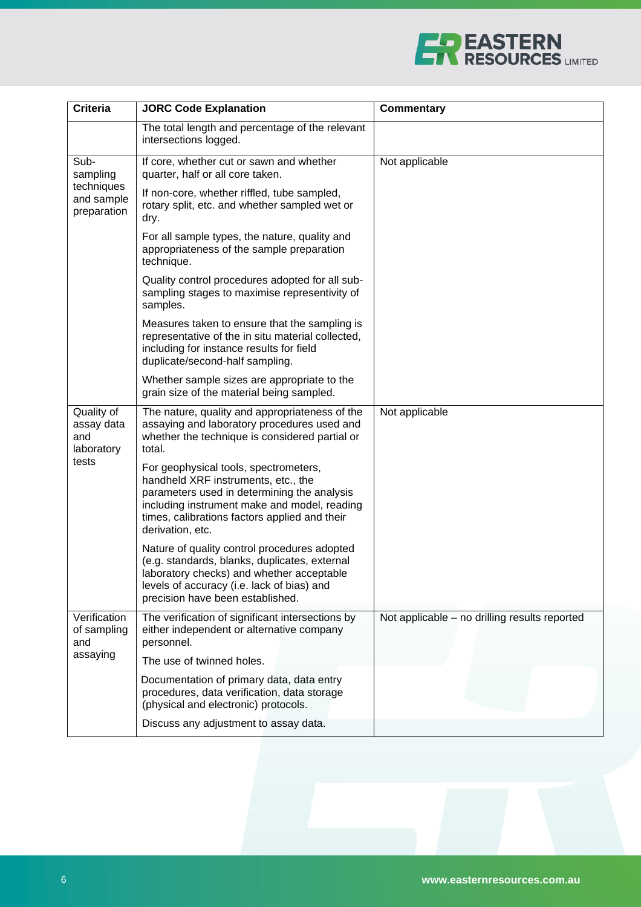| Criteria | JORC Code Explanation | Commentary |
|---|---|---|
| | The total length and percentage of the relevant intersections logged. | |
| Sub-sampling techniques and sample preparation | If core, whether cut or sawn and whether quarter, half or all core taken.<br><br>If non-core, whether riffled, tube sampled, rotary split, etc. and whether sampled wet or dry.<br><br>For all sample types, the nature, quality and appropriateness of the sample preparation technique.<br><br>Quality control procedures adopted for all sub-sampling stages to maximise representivity of samples.<br><br>Measures taken to ensure that the sampling is representative of the in situ material collected, including for instance results for field duplicate/second-half sampling.<br><br>Whether sample sizes are appropriate to the grain size of the material being sampled. | Not applicable |
| Quality of assay data and laboratory tests | The nature, quality and appropriateness of the assaying and laboratory procedures used and whether the technique is considered partial or total.<br><br>For geophysical tools, spectrometers, handheld XRF instruments, etc., the parameters used in determining the analysis including instrument make and model, reading times, calibrations factors applied and their derivation, etc.<br><br>Nature of quality control procedures adopted (e.g. standards, blanks, duplicates, external laboratory checks) and whether acceptable levels of accuracy (i.e. lack of bias) and precision have been established. | Not applicable |
| Verification of sampling and assaying | The verification of significant intersections by either independent or alternative company personnel.<br><br>The use of twinned holes.<br><br>Documentation of primary data, data entry procedures, data verification, data storage (physical and electronic) protocols.<br><br>Discuss any adjustment to assay data. | Not applicable – no drilling results reported |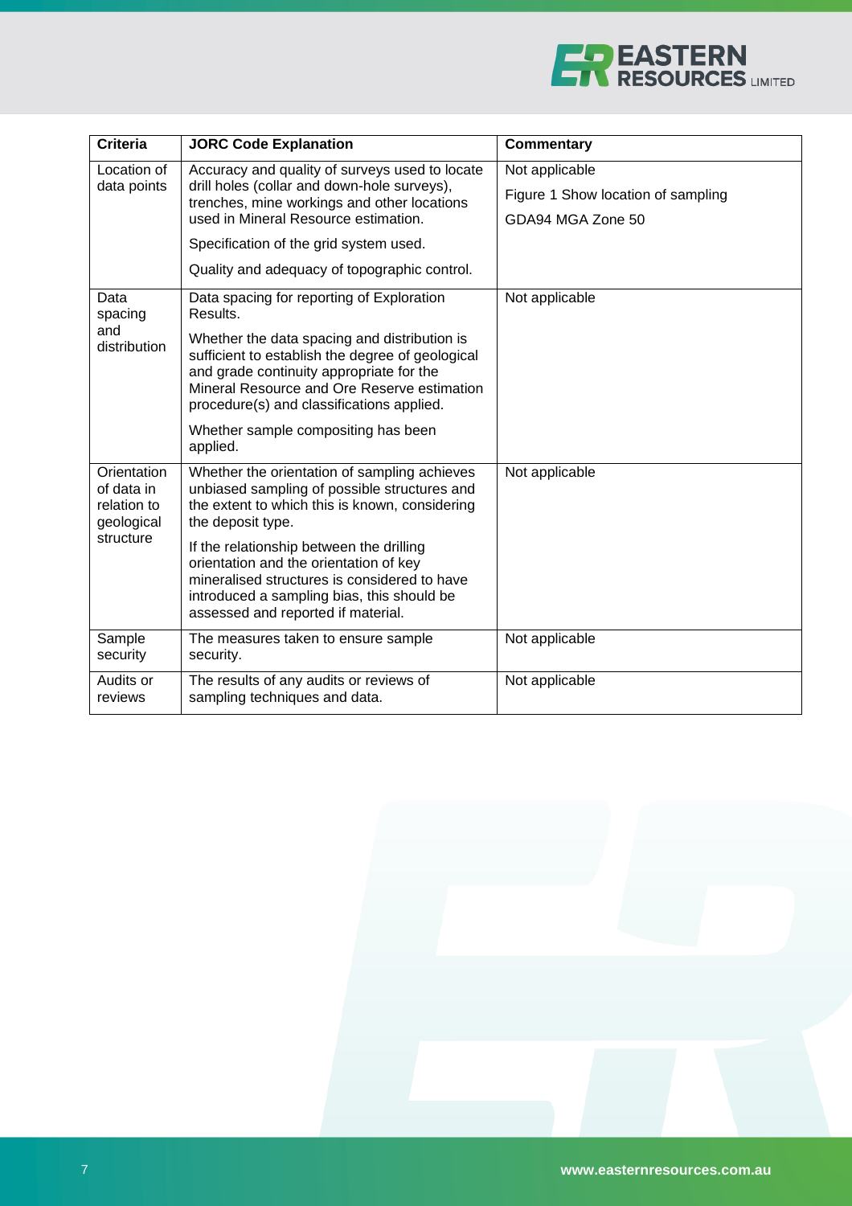| Criteria | JORC Code Explanation | Commentary |
|---|---|---|
| Location of data points | Accuracy and quality of surveys used to locate drill holes (collar and down-hole surveys), trenches, mine workings and other locations used in Mineral Resource estimation.<br><br>Specification of the grid system used.<br><br>Quality and adequacy of topographic control. | Not applicable<br><br>Figure 1 Show location of sampling<br><br>GDA94 MGA Zone 50 |
| Data spacing and distribution | Data spacing for reporting of Exploration Results.<br><br>Whether the data spacing and distribution is sufficient to establish the degree of geological and grade continuity appropriate for the Mineral Resource and Ore Reserve estimation procedure(s) and classifications applied.<br><br>Whether sample compositing has been applied. | Not applicable |
| Orientation of data in relation to geological structure | Whether the orientation of sampling achieves unbiased sampling of possible structures and the extent to which this is known, considering the deposit type.<br><br>If the relationship between the drilling orientation and the orientation of key mineralised structures is considered to have introduced a sampling bias, this should be assessed and reported if material. | Not applicable |
| Sample security | The measures taken to ensure sample security. | Not applicable |
| Audits or reviews | The results of any audits or reviews of sampling techniques and data. | Not applicable |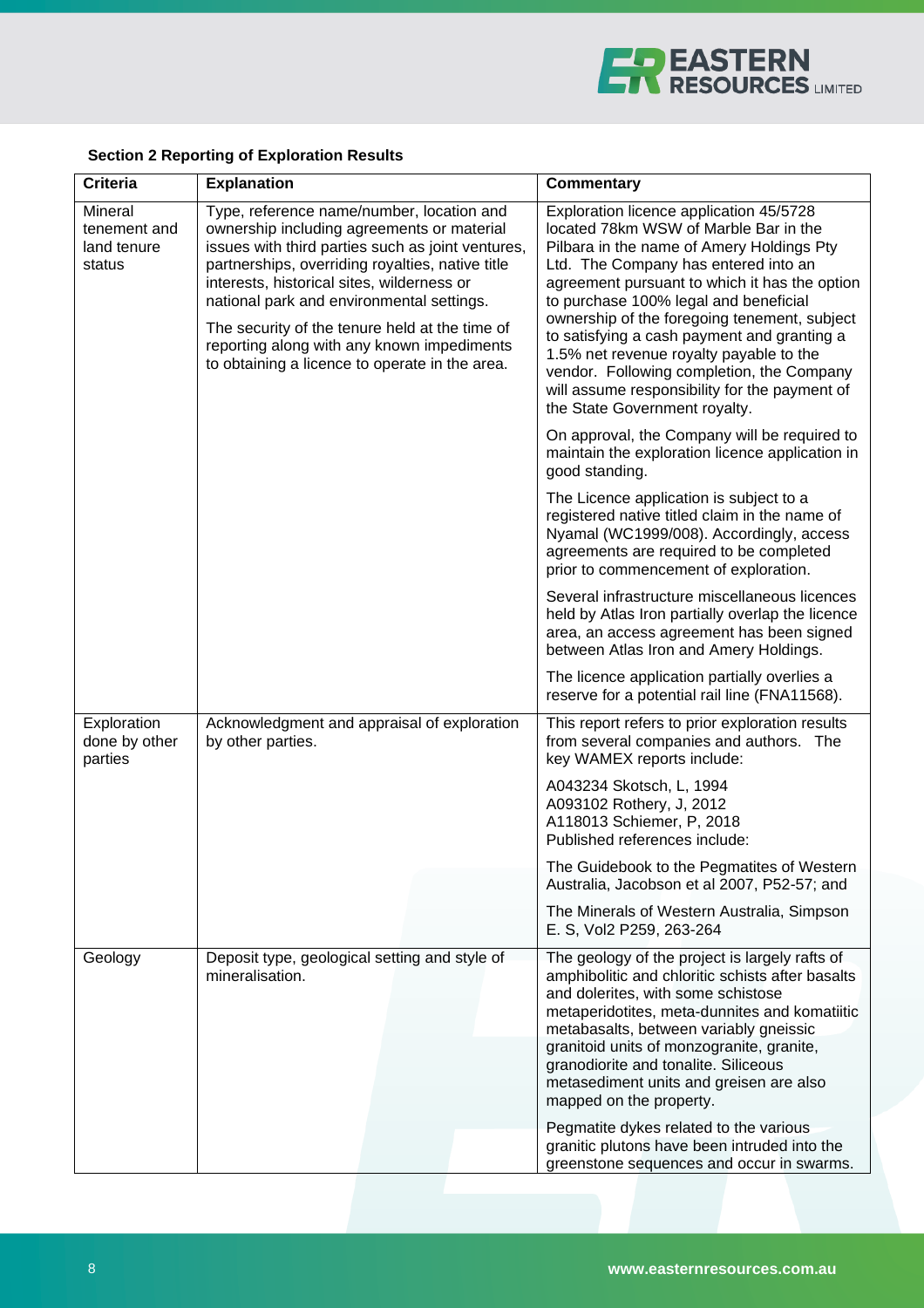## Section 2 Reporting of Exploration Results

| Criteria | Explanation | Commentary |
|---|---|---|
| Mineral tenement and land tenure status | Type, reference name/number, location and ownership including agreements or material issues with third parties such as joint ventures, partnerships, overriding royalties, native title interests, historical sites, wilderness or national park and environmental settings.<br><br>The security of the tenure held at the time of reporting along with any known impediments to obtaining a licence to operate in the area. | Exploration licence application 45/5728 located 78km WSW of Marble Bar in the Pilbara in the name of Amery Holdings Pty Ltd. The Company has entered into an agreement pursuant to which it has the option to purchase 100% legal and beneficial ownership of the foregoing tenement, subject to satisfying a cash payment and granting a 1.5% net revenue royalty payable to the vendor. Following completion, the Company will assume responsibility for the payment of the State Government royalty.<br><br>On approval, the Company will be required to maintain the exploration licence application in good standing.<br><br>The Licence application is subject to a registered native titled claim in the name of Nyamal (WC1999/008). Accordingly, access agreements are required to be completed prior to commencement of exploration.<br><br>Several infrastructure miscellaneous licences held by Atlas Iron partially overlap the licence area, an access agreement has been signed between Atlas Iron and Amery Holdings.<br><br>The licence application partially overlies a reserve for a potential rail line (FNA11568). |
| Exploration done by other parties | Acknowledgment and appraisal of exploration by other parties. | This report refers to prior exploration results from several companies and authors. The key WAMEX reports include:<br><br>A043234 Skotsch, L, 1994<br>A093102 Rothery, J, 2012<br>A118013 Schiemer, P, 2018<br>Published references include:<br><br>The Guidebook to the Pegmatites of Western Australia, Jacobson et al 2007, P52-57; and<br><br>The Minerals of Western Australia, Simpson E. S, Vol2 P259, 263-264 |
| Geology | Deposit type, geological setting and style of mineralisation. | The geology of the project is largely rafts of amphibolitic and chloritic schists after basalts and dolerites, with some schistose metaperidotites, meta-dunites and komatiitic metabasalts, between variably gneissic granitoid units of monzogranite, granite, granodiorite and tonalite. Siliceous metasediment units and greisen are also mapped on the property.<br><br>Pegmatite dykes related to the various granitic plutons have been intruded into the greenstone sequences and occur in swarms. |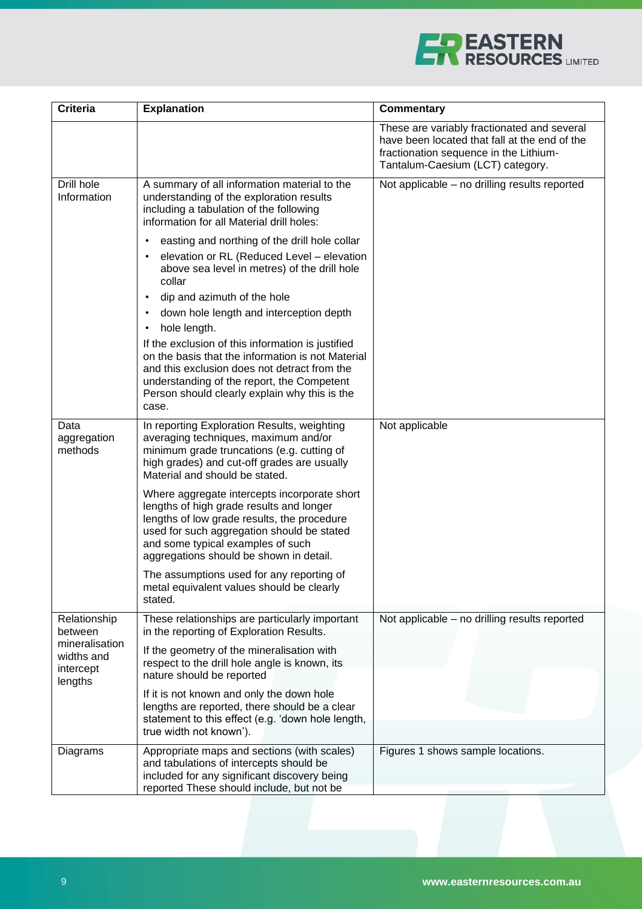| Criteria | Explanation | Commentary |
|---|---|---|
| | | These are variably fractionated and several have been located that fall at the end of the fractionation sequence in the Lithium-Tantalum-Caesium (LCT) category. |
| Drill hole Information | A summary of all information material to the understanding of the exploration results including a tabulation of the following information for all Material drill holes:<br>• easting and northing of the drill hole collar<br>• elevation or RL (Reduced Level – elevation above sea level in metres) of the drill hole collar<br>• dip and azimuth of the hole<br>• down hole length and interception depth<br>• hole length.<br>If the exclusion of this information is justified on the basis that the information is not Material and this exclusion does not detract from the understanding of the report, the Competent Person should clearly explain why this is the case. | Not applicable – no drilling results reported |
| Data aggregation methods | In reporting Exploration Results, weighting averaging techniques, maximum and/or minimum grade truncations (e.g. cutting of high grades) and cut-off grades are usually Material and should be stated.<br>Where aggregate intercepts incorporate short lengths of high grade results and longer lengths of low grade results, the procedure used for such aggregation should be stated and some typical examples of such aggregations should be shown in detail.<br>The assumptions used for any reporting of metal equivalent values should be clearly stated. | Not applicable |
| Relationship between mineralisation widths and intercept lengths | These relationships are particularly important in the reporting of Exploration Results.<br>If the geometry of the mineralisation with respect to the drill hole angle is known, its nature should be reported<br>If it is not known and only the down hole lengths are reported, there should be a clear statement to this effect (e.g. 'down hole length, true width not known'). | Not applicable – no drilling results reported |
| Diagrams | Appropriate maps and sections (with scales) and tabulations of intercepts should be included for any significant discovery being reported These should include, but not be | Figures 1 shows sample locations. |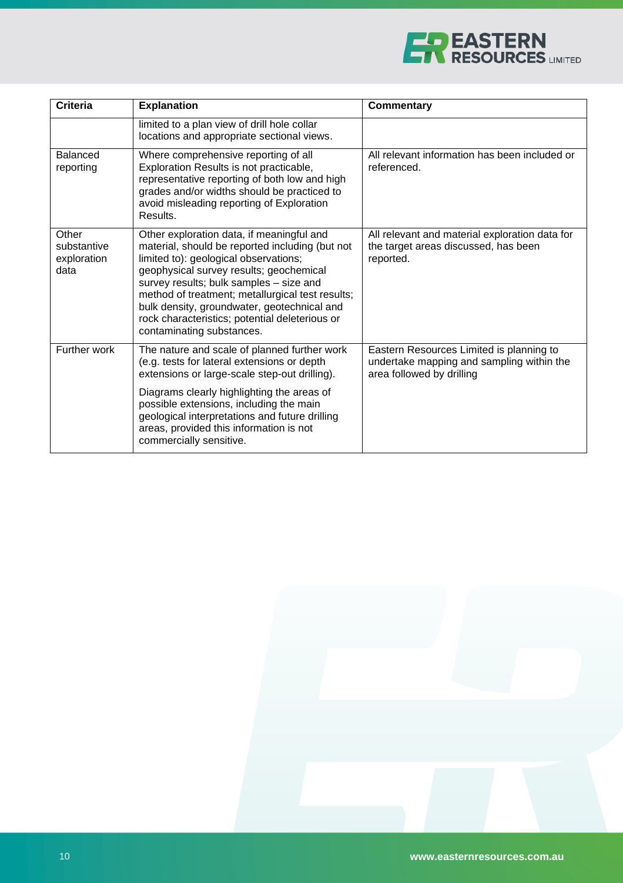| Criteria | Explanation | Commentary |
|---|---|---|
| | limited to a plan view of drill hole collar locations and appropriate sectional views. | |
| Balanced reporting | Where comprehensive reporting of all Exploration Results is not practicable, representative reporting of both low and high grades and/or widths should be practiced to avoid misleading reporting of Exploration Results. | All relevant information has been included or referenced. |
| Other substantive exploration data | Other exploration data, if meaningful and material, should be reported including (but not limited to): geological observations; geophysical survey results; geochemical survey results; bulk samples – size and method of treatment; metallurgical test results; bulk density, groundwater, geotechnical and rock characteristics; potential deleterious or contaminating substances. | All relevant and material exploration data for the target areas discussed, has been reported. |
| Further work | The nature and scale of planned further work (e.g. tests for lateral extensions or depth extensions or large-scale step-out drilling).<br><br>Diagrams clearly highlighting the areas of possible extensions, including the main geological interpretations and future drilling areas, provided this information is not commercially sensitive. | Eastern Resources Limited is planning to undertake mapping and sampling within the area followed by drilling |